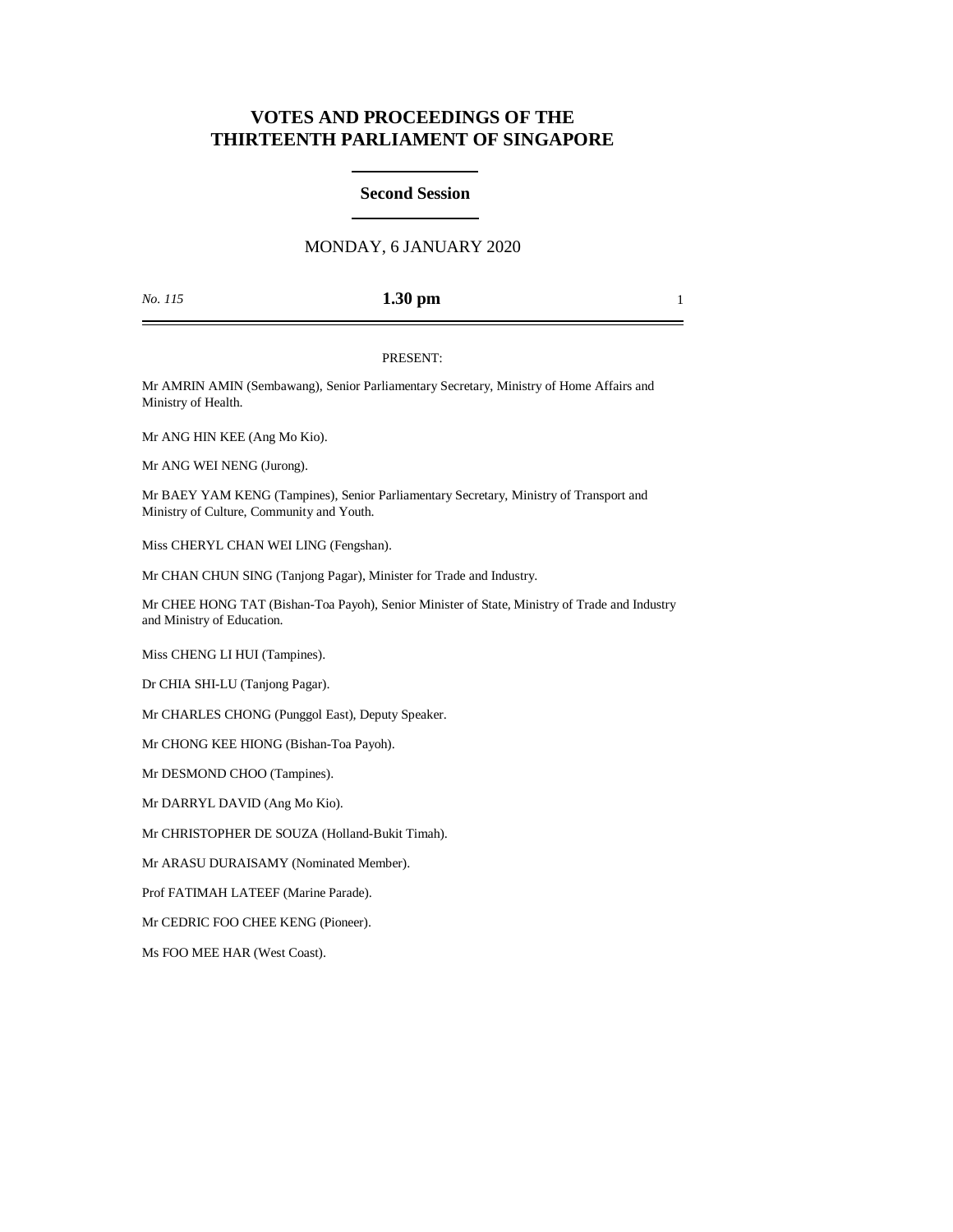# VOTES AND PROCEEDINGS OF THE THIRTEENTH PARLIAMENT OF SINGAPORE

## Second Session

MONDAY, 6 JANUARY 2020

*No. 115* **1.30 pm**

PRESENT:

Mr AMRIN AMIN (Sembawang), Senior Parliamentary Secretary, Ministry of Home Affairs and Ministry of Health.

Mr ANG HIN KEE (Ang Mo Kio).

Mr ANG WEI NENG (Jurong).

Mr BAEY YAM KENG (Tampines), Senior Parliamentary Secretary, Ministry of Transport and Ministry of Culture, Community and Youth.

Miss CHERYL CHAN WEI LING (Fengshan).

Mr CHAN CHUN SING (Tanjong Pagar), Minister for Trade and Industry.

Mr CHEE HONG TAT (Bishan-Toa Payoh), Senior Minister of State, Ministry of Trade and Industry and Ministry of Education.

Miss CHENG LI HUI (Tampines).

Dr CHIA SHI-LU (Tanjong Pagar).

Mr CHARLES CHONG (Punggol East), Deputy Speaker.

Mr CHONG KEE HIONG (Bishan-Toa Payoh).

Mr DESMOND CHOO (Tampines).

Mr DARRYL DAVID (Ang Mo Kio).

Mr CHRISTOPHER DE SOUZA (Holland-Bukit Timah).

Mr ARASU DURAISAMY (Nominated Member).

Prof FATIMAH LATEEF (Marine Parade).

Mr CEDRIC FOO CHEE KENG (Pioneer).

Ms FOO MEE HAR (West Coast).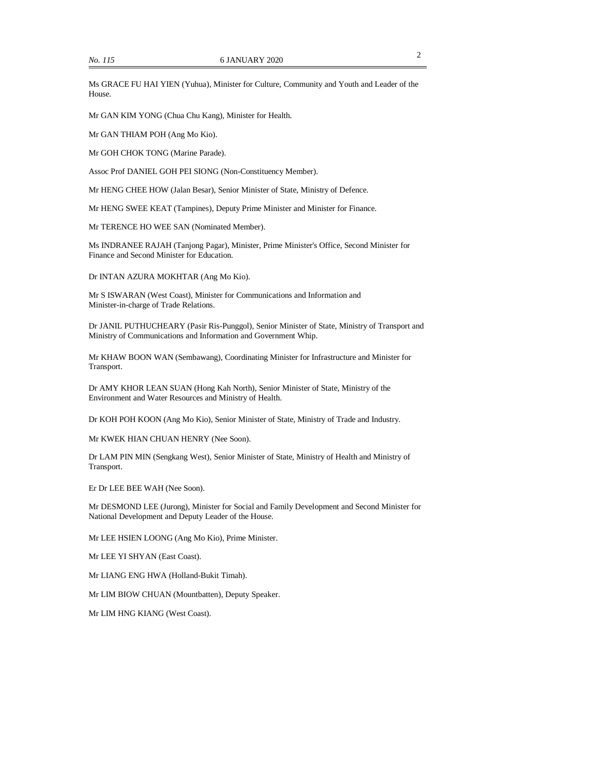Ms GRACE FU HAI YIEN (Yuhua), Minister for Culture, Community and Youth and Leader of the House.

Mr GAN KIM YONG (Chua Chu Kang), Minister for Health.

Mr GAN THIAM POH (Ang Mo Kio).

Mr GOH CHOK TONG (Marine Parade).

Assoc Prof DANIEL GOH PEI SIONG (Non-Constituency Member).

Mr HENG CHEE HOW (Jalan Besar), Senior Minister of State, Ministry of Defence.

Mr HENG SWEE KEAT (Tampines), Deputy Prime Minister and Minister for Finance.

Mr TERENCE HO WEE SAN (Nominated Member).

Ms INDRANEE RAJAH (Tanjong Pagar), Minister, Prime Minister's Office, Second Minister for Finance and Second Minister for Education.

Dr INTAN AZURA MOKHTAR (Ang Mo Kio).

Mr S ISWARAN (West Coast), Minister for Communications and Information and Minister-in-charge of Trade Relations.

Dr JANIL PUTHUCHEARY (Pasir Ris-Punggol), Senior Minister of State, Ministry of Transport and Ministry of Communications and Information and Government Whip.

Mr KHAW BOON WAN (Sembawang), Coordinating Minister for Infrastructure and Minister for Transport.

Dr AMY KHOR LEAN SUAN (Hong Kah North), Senior Minister of State, Ministry of the Environment and Water Resources and Ministry of Health.

Dr KOH POH KOON (Ang Mo Kio), Senior Minister of State, Ministry of Trade and Industry.

Mr KWEK HIAN CHUAN HENRY (Nee Soon).

Dr LAM PIN MIN (Sengkang West), Senior Minister of State, Ministry of Health and Ministry of Transport.

Er Dr LEE BEE WAH (Nee Soon).

Mr DESMOND LEE (Jurong), Minister for Social and Family Development and Second Minister for National Development and Deputy Leader of the House.

Mr LEE HSIEN LOONG (Ang Mo Kio), Prime Minister.

Mr LEE YI SHYAN (East Coast).

Mr LIANG ENG HWA (Holland-Bukit Timah).

Mr LIM BIOW CHUAN (Mountbatten), Deputy Speaker.

Mr LIM HNG KIANG (West Coast).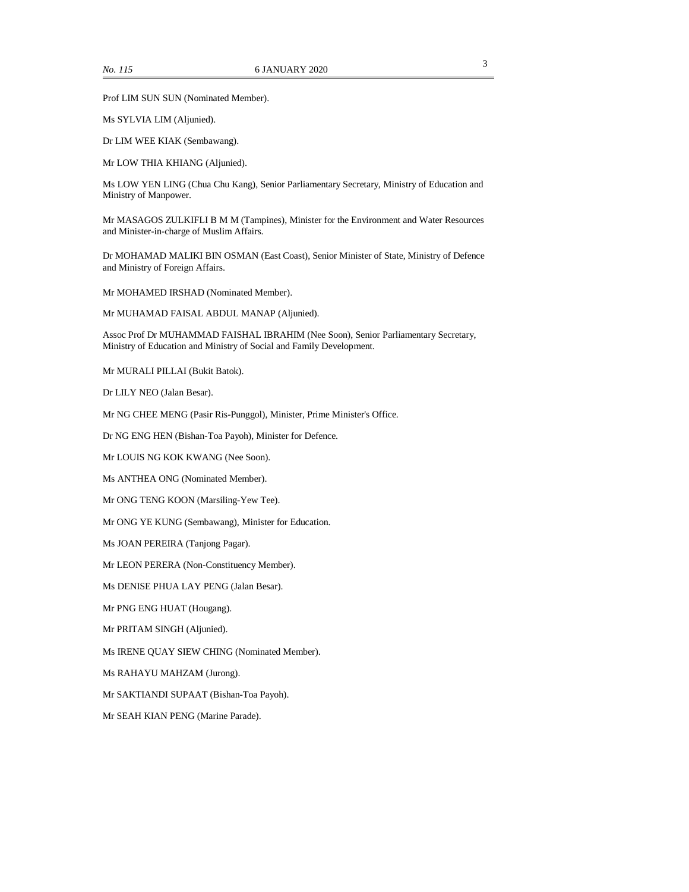Prof LIM SUN SUN (Nominated Member).

Ms SYLVIA LIM (Aljunied).

Dr LIM WEE KIAK (Sembawang).

Mr LOW THIA KHIANG (Aljunied).

Ms LOW YEN LING (Chua Chu Kang), Senior Parliamentary Secretary, Ministry of Education and Ministry of Manpower.

Mr MASAGOS ZULKIFLI B M M (Tampines), Minister for the Environment and Water Resources and Minister-in-charge of Muslim Affairs.

Dr MOHAMAD MALIKI BIN OSMAN (East Coast), Senior Minister of State, Ministry of Defence and Ministry of Foreign Affairs.

Mr MOHAMED IRSHAD (Nominated Member).

Mr MUHAMAD FAISAL ABDUL MANAP (Aljunied).

Assoc Prof Dr MUHAMMAD FAISHAL IBRAHIM (Nee Soon), Senior Parliamentary Secretary, Ministry of Education and Ministry of Social and Family Development.

Mr MURALI PILLAI (Bukit Batok).

Dr LILY NEO (Jalan Besar).

Mr NG CHEE MENG (Pasir Ris-Punggol), Minister, Prime Minister's Office.

Dr NG ENG HEN (Bishan-Toa Payoh), Minister for Defence.

Mr LOUIS NG KOK KWANG (Nee Soon).

Ms ANTHEA ONG (Nominated Member).

Mr ONG TENG KOON (Marsiling-Yew Tee).

Mr ONG YE KUNG (Sembawang), Minister for Education.

Ms JOAN PEREIRA (Tanjong Pagar).

Mr LEON PERERA (Non-Constituency Member).

Ms DENISE PHUA LAY PENG (Jalan Besar).

Mr PNG ENG HUAT (Hougang).

Mr PRITAM SINGH (Aljunied).

Ms IRENE QUAY SIEW CHING (Nominated Member).

Ms RAHAYU MAHZAM (Jurong).

Mr SAKTIANDI SUPAAT (Bishan-Toa Payoh).

Mr SEAH KIAN PENG (Marine Parade).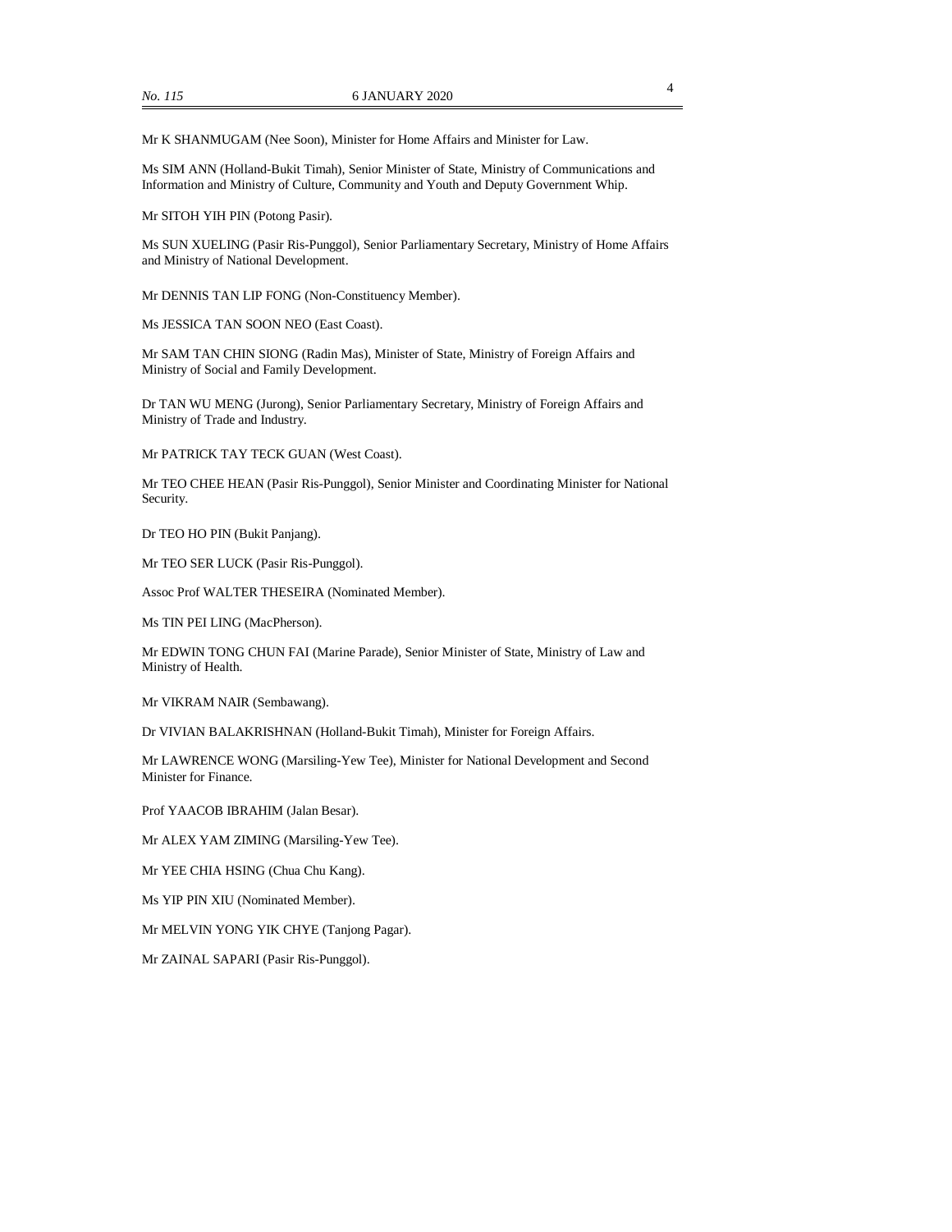Mr K SHANMUGAM (Nee Soon), Minister for Home Affairs and Minister for Law.

Ms SIM ANN (Holland-Bukit Timah), Senior Minister of State, Ministry of Communications and Information and Ministry of Culture, Community and Youth and Deputy Government Whip.

Mr SITOH YIH PIN (Potong Pasir).

Ms SUN XUELING (Pasir Ris-Punggol), Senior Parliamentary Secretary, Ministry of Home Affairs and Ministry of National Development.

Mr DENNIS TAN LIP FONG (Non-Constituency Member).

Ms JESSICA TAN SOON NEO (East Coast).

Mr SAM TAN CHIN SIONG (Radin Mas), Minister of State, Ministry of Foreign Affairs and Ministry of Social and Family Development.

Dr TAN WU MENG (Jurong), Senior Parliamentary Secretary, Ministry of Foreign Affairs and Ministry of Trade and Industry.

Mr PATRICK TAY TECK GUAN (West Coast).

Mr TEO CHEE HEAN (Pasir Ris-Punggol), Senior Minister and Coordinating Minister for National Security.

Dr TEO HO PIN (Bukit Panjang).

Mr TEO SER LUCK (Pasir Ris-Punggol).

Assoc Prof WALTER THESEIRA (Nominated Member).

Ms TIN PEI LING (MacPherson).

Mr EDWIN TONG CHUN FAI (Marine Parade), Senior Minister of State, Ministry of Law and Ministry of Health.

Mr VIKRAM NAIR (Sembawang).

Dr VIVIAN BALAKRISHNAN (Holland-Bukit Timah), Minister for Foreign Affairs.

Mr LAWRENCE WONG (Marsiling-Yew Tee), Minister for National Development and Second Minister for Finance.

Prof YAACOB IBRAHIM (Jalan Besar).

Mr ALEX YAM ZIMING (Marsiling-Yew Tee).

Mr YEE CHIA HSING (Chua Chu Kang).

Ms YIP PIN XIU (Nominated Member).

Mr MELVIN YONG YIK CHYE (Tanjong Pagar).

Mr ZAINAL SAPARI (Pasir Ris-Punggol).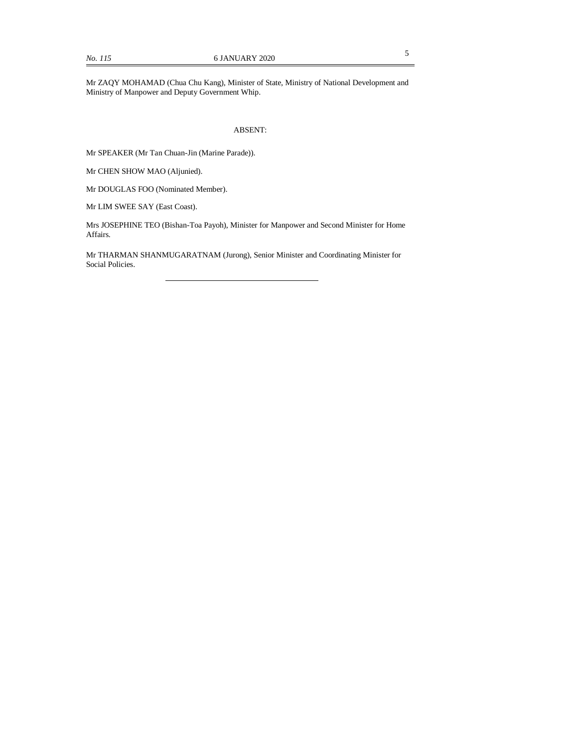Mr ZAQY MOHAMAD (Chua Chu Kang), Minister of State, Ministry of National Development and Ministry of Manpower and Deputy Government Whip.

ABSENT:

Mr SPEAKER (Mr Tan Chuan-Jin (Marine Parade)).

Mr CHEN SHOW MAO (Aljunied).

Mr DOUGLAS FOO (Nominated Member).

Mr LIM SWEE SAY (East Coast).

Mrs JOSEPHINE TEO (Bishan-Toa Payoh), Minister for Manpower and Second Minister for Home Affairs.

Mr THARMAN SHANMUGARATNAM (Jurong), Senior Minister and Coordinating Minister for Social Policies.

---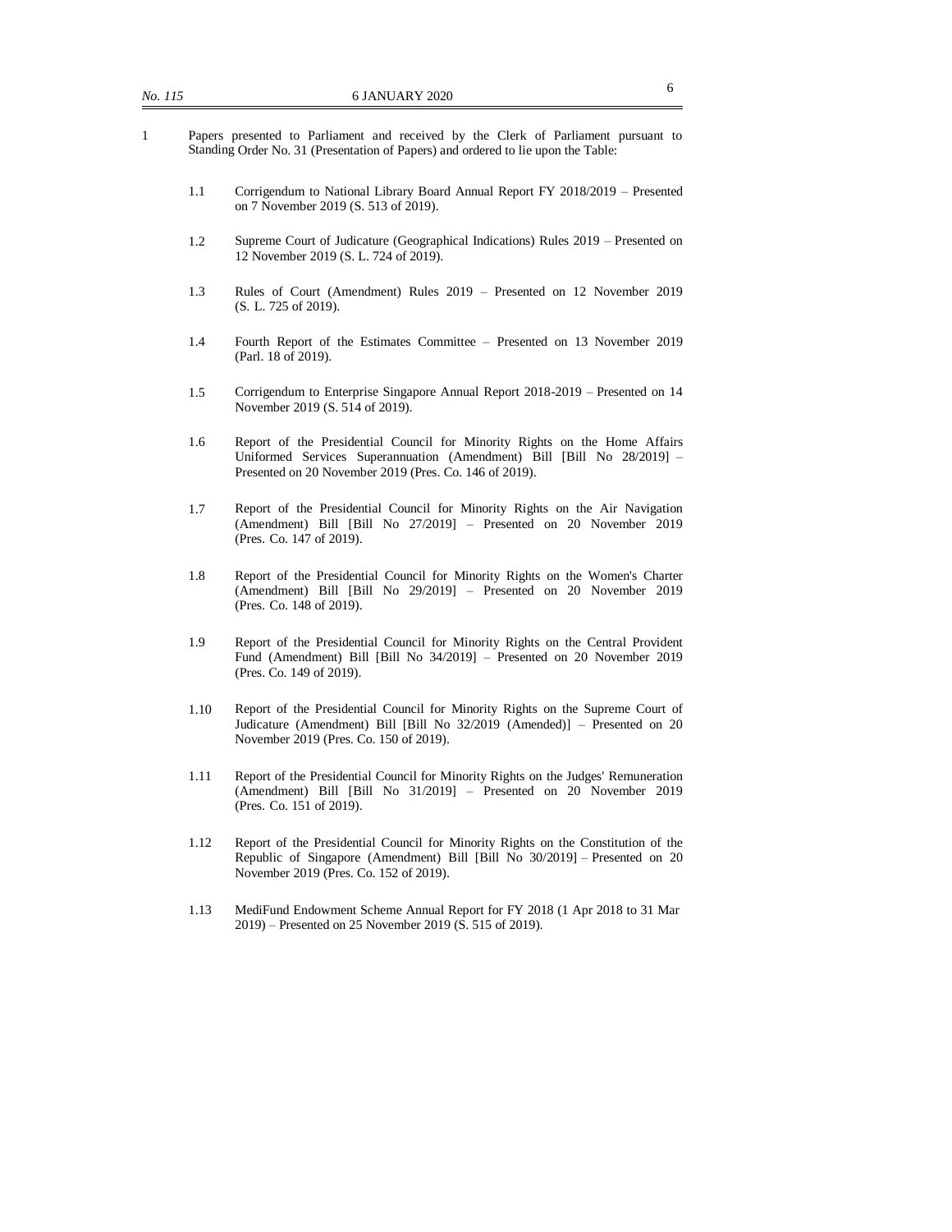1 Papers presented to Parliament and received by the Clerk of Parliament pursuant to Standing Order No. 31 (Presentation of Papers) and ordered to lie upon the Table:

1.1 Corrigendum to National Library Board Annual Report FY 2018/2019 – Presented on 7 November 2019 (S. 513 of 2019).

1.2 Supreme Court of Judicature (Geographical Indications) Rules 2019 – Presented on 12 November 2019 (S. L. 724 of 2019).

1.3 Rules of Court (Amendment) Rules 2019 – Presented on 12 November 2019 (S. L. 725 of 2019).

1.4 Fourth Report of the Estimates Committee – Presented on 13 November 2019 (Parl. 18 of 2019).

1.5 Corrigendum to Enterprise Singapore Annual Report 2018-2019 – Presented on 14 November 2019 (S. 514 of 2019).

1.6 Report of the Presidential Council for Minority Rights on the Home Affairs Uniformed Services Superannuation (Amendment) Bill [Bill No 28/2019] – Presented on 20 November 2019 (Pres. Co. 146 of 2019).

1.7 Report of the Presidential Council for Minority Rights on the Air Navigation (Amendment) Bill [Bill No 27/2019] – Presented on 20 November 2019 (Pres. Co. 147 of 2019).

1.8 Report of the Presidential Council for Minority Rights on the Women's Charter (Amendment) Bill [Bill No 29/2019] – Presented on 20 November 2019 (Pres. Co. 148 of 2019).

1.9 Report of the Presidential Council for Minority Rights on the Central Provident Fund (Amendment) Bill [Bill No 34/2019] – Presented on 20 November 2019 (Pres. Co. 149 of 2019).

1.10 Report of the Presidential Council for Minority Rights on the Supreme Court of Judicature (Amendment) Bill [Bill No 32/2019 (Amended)] – Presented on 20 November 2019 (Pres. Co. 150 of 2019).

1.11 Report of the Presidential Council for Minority Rights on the Judges' Remuneration (Amendment) Bill [Bill No 31/2019] – Presented on 20 November 2019 (Pres. Co. 151 of 2019).

1.12 Report of the Presidential Council for Minority Rights on the Constitution of the Republic of Singapore (Amendment) Bill [Bill No 30/2019] – Presented on 20 November 2019 (Pres. Co. 152 of 2019).

1.13 MediFund Endowment Scheme Annual Report for FY 2018 (1 Apr 2018 to 31 Mar 2019) – Presented on 25 November 2019 (S. 515 of 2019).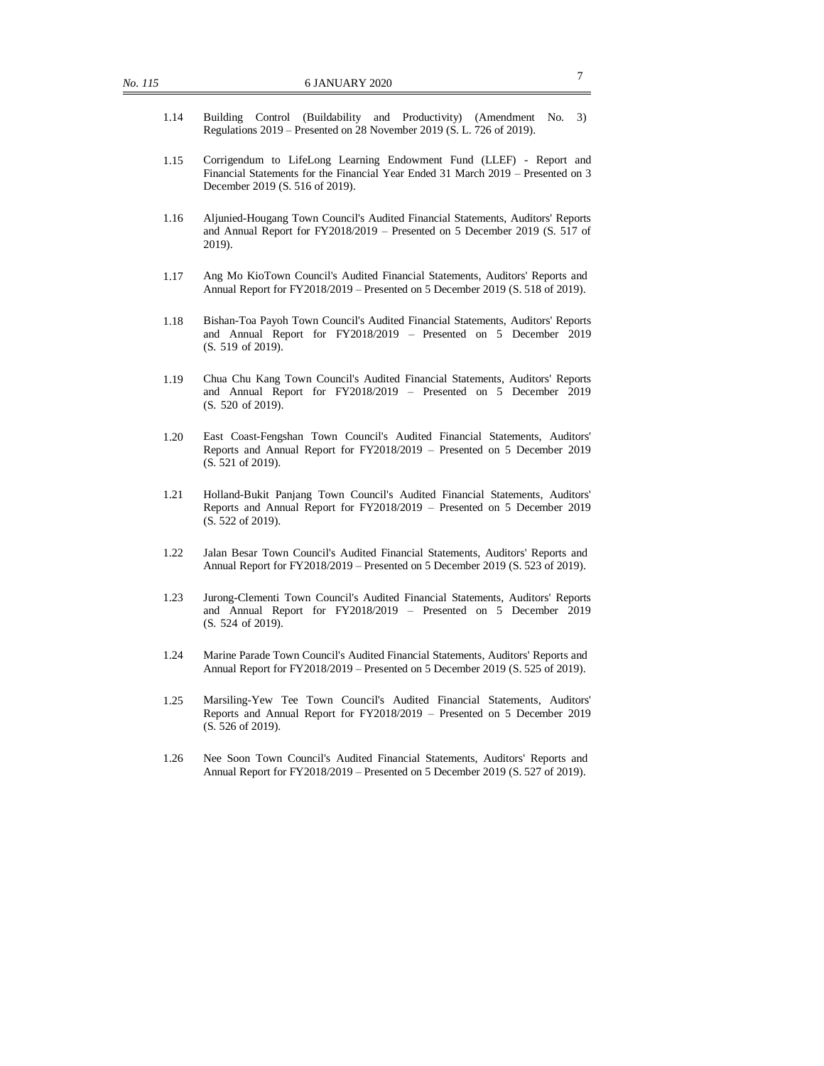1.14 Building Control (Buildability and Productivity) (Amendment No. 3) Regulations 2019 – Presented on 28 November 2019 (S. L. 726 of 2019).

1.15 Corrigendum to LifeLong Learning Endowment Fund (LLEF) - Report and Financial Statements for the Financial Year Ended 31 March 2019 – Presented on 3 December 2019 (S. 516 of 2019).

1.16 Aljunied-Hougang Town Council's Audited Financial Statements, Auditors' Reports and Annual Report for FY2018/2019 – Presented on 5 December 2019 (S. 517 of 2019).

1.17 Ang Mo KioTown Council's Audited Financial Statements, Auditors' Reports and Annual Report for FY2018/2019 – Presented on 5 December 2019 (S. 518 of 2019).

1.18 Bishan-Toa Payoh Town Council's Audited Financial Statements, Auditors' Reports and Annual Report for FY2018/2019 – Presented on 5 December 2019 (S. 519 of 2019).

1.19 Chua Chu Kang Town Council's Audited Financial Statements, Auditors' Reports and Annual Report for FY2018/2019 – Presented on 5 December 2019 (S. 520 of 2019).

1.20 East Coast-Fengshan Town Council's Audited Financial Statements, Auditors' Reports and Annual Report for FY2018/2019 – Presented on 5 December 2019 (S. 521 of 2019).

1.21 Holland-Bukit Panjang Town Council's Audited Financial Statements, Auditors' Reports and Annual Report for FY2018/2019 – Presented on 5 December 2019 (S. 522 of 2019).

1.22 Jalan Besar Town Council's Audited Financial Statements, Auditors' Reports and Annual Report for FY2018/2019 – Presented on 5 December 2019 (S. 523 of 2019).

1.23 Jurong-Clementi Town Council's Audited Financial Statements, Auditors' Reports and Annual Report for FY2018/2019 – Presented on 5 December 2019 (S. 524 of 2019).

1.24 Marine Parade Town Council's Audited Financial Statements, Auditors' Reports and Annual Report for FY2018/2019 – Presented on 5 December 2019 (S. 525 of 2019).

1.25 Marsiling-Yew Tee Town Council's Audited Financial Statements, Auditors' Reports and Annual Report for FY2018/2019 – Presented on 5 December 2019 (S. 526 of 2019).

1.26 Nee Soon Town Council's Audited Financial Statements, Auditors' Reports and Annual Report for FY2018/2019 – Presented on 5 December 2019 (S. 527 of 2019).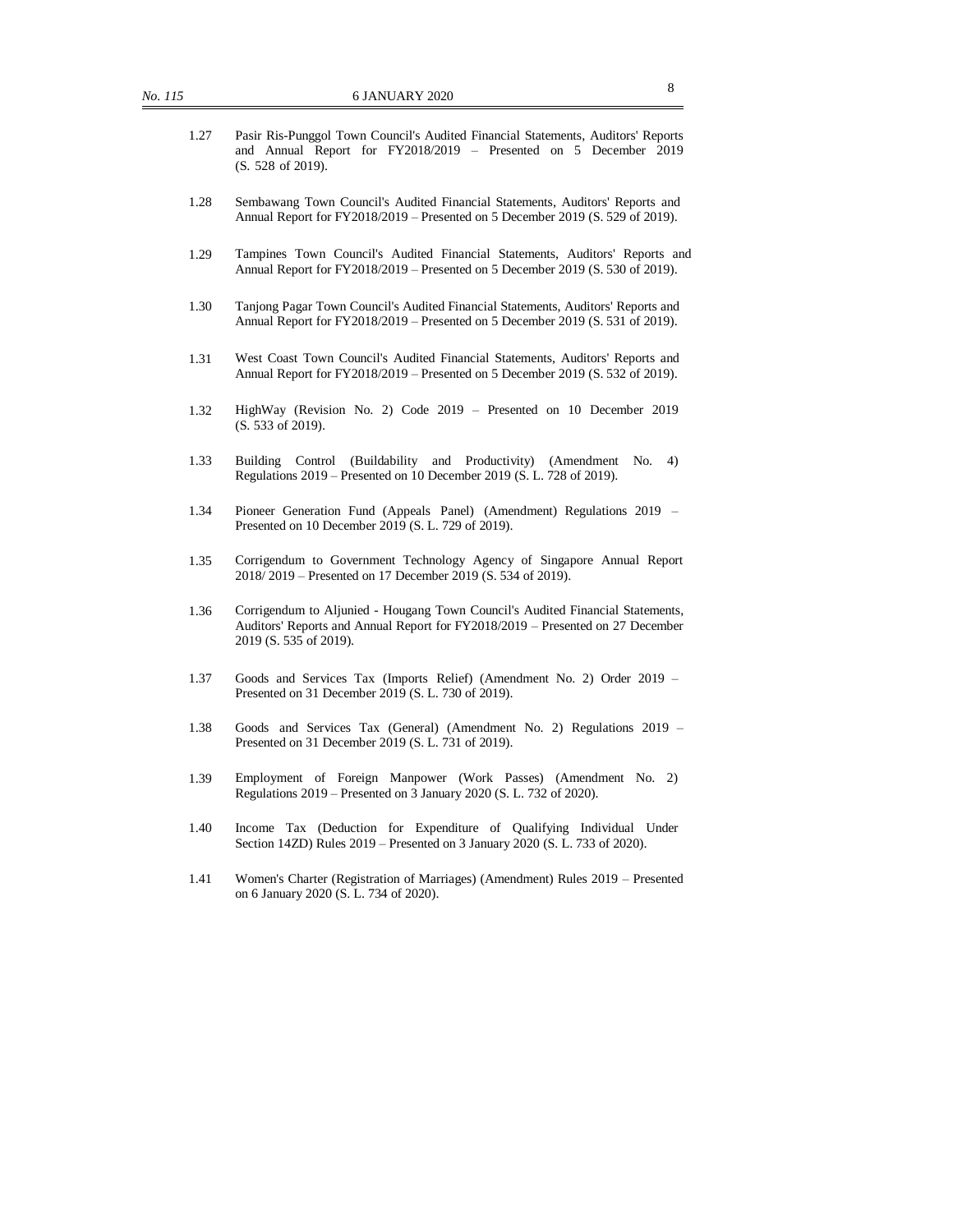1.27 Pasir Ris-Punggol Town Council's Audited Financial Statements, Auditors' Reports and Annual Report for FY2018/2019 – Presented on 5 December 2019 (S. 528 of 2019).

1.28 Sembawang Town Council's Audited Financial Statements, Auditors' Reports and Annual Report for FY2018/2019 – Presented on 5 December 2019 (S. 529 of 2019).

1.29 Tampines Town Council's Audited Financial Statements, Auditors' Reports and Annual Report for FY2018/2019 – Presented on 5 December 2019 (S. 530 of 2019).

1.30 Tanjong Pagar Town Council's Audited Financial Statements, Auditors' Reports and Annual Report for FY2018/2019 – Presented on 5 December 2019 (S. 531 of 2019).

1.31 West Coast Town Council's Audited Financial Statements, Auditors' Reports and Annual Report for FY2018/2019 – Presented on 5 December 2019 (S. 532 of 2019).

1.32 HighWay (Revision No. 2) Code 2019 – Presented on 10 December 2019 (S. 533 of 2019).

1.33 Building Control (Buildability and Productivity) (Amendment No. 4) Regulations 2019 – Presented on 10 December 2019 (S. L. 728 of 2019).

1.34 Pioneer Generation Fund (Appeals Panel) (Amendment) Regulations 2019 – Presented on 10 December 2019 (S. L. 729 of 2019).

1.35 Corrigendum to Government Technology Agency of Singapore Annual Report 2018/ 2019 – Presented on 17 December 2019 (S. 534 of 2019).

1.36 Corrigendum to Aljunied - Hougang Town Council's Audited Financial Statements, Auditors' Reports and Annual Report for FY2018/2019 – Presented on 27 December 2019 (S. 535 of 2019).

1.37 Goods and Services Tax (Imports Relief) (Amendment No. 2) Order 2019 – Presented on 31 December 2019 (S. L. 730 of 2019).

1.38 Goods and Services Tax (General) (Amendment No. 2) Regulations 2019 – Presented on 31 December 2019 (S. L. 731 of 2019).

1.39 Employment of Foreign Manpower (Work Passes) (Amendment No. 2) Regulations 2019 – Presented on 3 January 2020 (S. L. 732 of 2020).

1.40 Income Tax (Deduction for Expenditure of Qualifying Individual Under Section 14ZD) Rules 2019 – Presented on 3 January 2020 (S. L. 733 of 2020).

1.41 Women's Charter (Registration of Marriages) (Amendment) Rules 2019 – Presented on 6 January 2020 (S. L. 734 of 2020).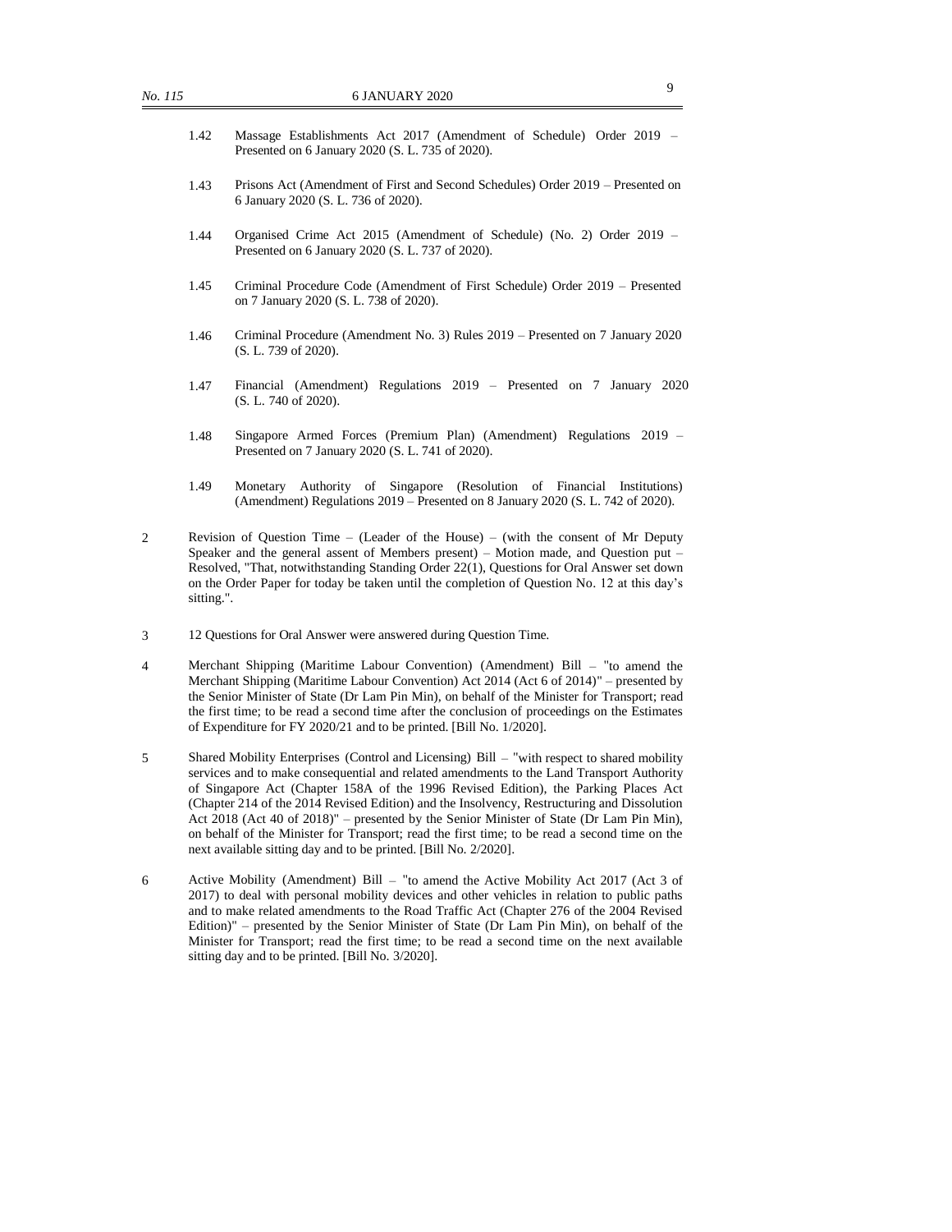1.42 Massage Establishments Act 2017 (Amendment of Schedule) Order 2019 – Presented on 6 January 2020 (S. L. 735 of 2020).

1.43 Prisons Act (Amendment of First and Second Schedules) Order 2019 – Presented on 6 January 2020 (S. L. 736 of 2020).

1.44 Organised Crime Act 2015 (Amendment of Schedule) (No. 2) Order 2019 – Presented on 6 January 2020 (S. L. 737 of 2020).

1.45 Criminal Procedure Code (Amendment of First Schedule) Order 2019 – Presented on 7 January 2020 (S. L. 738 of 2020).

1.46 Criminal Procedure (Amendment No. 3) Rules 2019 – Presented on 7 January 2020 (S. L. 739 of 2020).

1.47 Financial (Amendment) Regulations 2019 – Presented on 7 January 2020 (S. L. 740 of 2020).

1.48 Singapore Armed Forces (Premium Plan) (Amendment) Regulations 2019 – Presented on 7 January 2020 (S. L. 741 of 2020).

1.49 Monetary Authority of Singapore (Resolution of Financial Institutions) (Amendment) Regulations 2019 – Presented on 8 January 2020 (S. L. 742 of 2020).

2 Revision of Question Time – (Leader of the House) – (with the consent of Mr Deputy Speaker and the general assent of Members present) – Motion made, and Question put – Resolved, "That, notwithstanding Standing Order 22(1), Questions for Oral Answer set down on the Order Paper for today be taken until the completion of Question No. 12 at this day's sitting.".

3 12 Questions for Oral Answer were answered during Question Time.

4 Merchant Shipping (Maritime Labour Convention) (Amendment) Bill – "to amend the Merchant Shipping (Maritime Labour Convention) Act 2014 (Act 6 of 2014)" – presented by the Senior Minister of State (Dr Lam Pin Min), on behalf of the Minister for Transport; read the first time; to be read a second time after the conclusion of proceedings on the Estimates of Expenditure for FY 2020/21 and to be printed. [Bill No. 1/2020].

5 Shared Mobility Enterprises (Control and Licensing) Bill – "with respect to shared mobility services and to make consequential and related amendments to the Land Transport Authority of Singapore Act (Chapter 158A of the 1996 Revised Edition), the Parking Places Act (Chapter 214 of the 2014 Revised Edition) and the Insolvency, Restructuring and Dissolution Act 2018 (Act 40 of 2018)" – presented by the Senior Minister of State (Dr Lam Pin Min), on behalf of the Minister for Transport; read the first time; to be read a second time on the next available sitting day and to be printed. [Bill No. 2/2020].

6 Active Mobility (Amendment) Bill – "to amend the Active Mobility Act 2017 (Act 3 of 2017) to deal with personal mobility devices and other vehicles in relation to public paths and to make related amendments to the Road Traffic Act (Chapter 276 of the 2004 Revised Edition)" – presented by the Senior Minister of State (Dr Lam Pin Min), on behalf of the Minister for Transport; read the first time; to be read a second time on the next available sitting day and to be printed. [Bill No. 3/2020].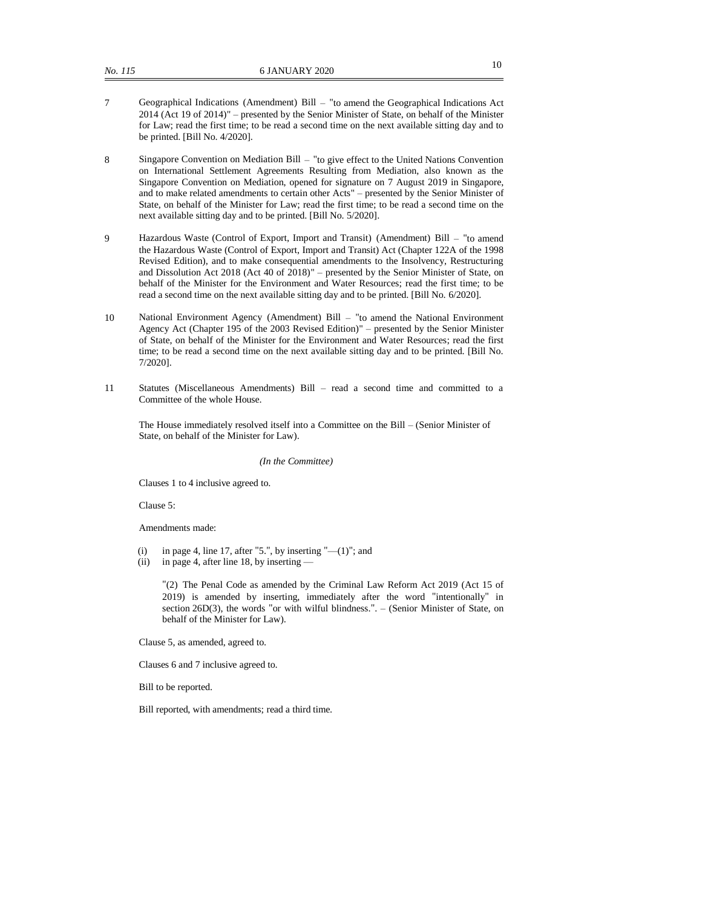7 Geographical Indications (Amendment) Bill – "to amend the Geographical Indications Act 2014 (Act 19 of 2014)" – presented by the Senior Minister of State, on behalf of the Minister for Law; read the first time; to be read a second time on the next available sitting day and to be printed. [Bill No. 4/2020].

8 Singapore Convention on Mediation Bill – "to give effect to the United Nations Convention on International Settlement Agreements Resulting from Mediation, also known as the Singapore Convention on Mediation, opened for signature on 7 August 2019 in Singapore, and to make related amendments to certain other Acts" – presented by the Senior Minister of State, on behalf of the Minister for Law; read the first time; to be read a second time on the next available sitting day and to be printed. [Bill No. 5/2020].

9 Hazardous Waste (Control of Export, Import and Transit) (Amendment) Bill – "to amend the Hazardous Waste (Control of Export, Import and Transit) Act (Chapter 122A of the 1998 Revised Edition), and to make consequential amendments to the Insolvency, Restructuring and Dissolution Act 2018 (Act 40 of 2018)" – presented by the Senior Minister of State, on behalf of the Minister for the Environment and Water Resources; read the first time; to be read a second time on the next available sitting day and to be printed. [Bill No. 6/2020].

10 National Environment Agency (Amendment) Bill – "to amend the National Environment Agency Act (Chapter 195 of the 2003 Revised Edition)" – presented by the Senior Minister of State, on behalf of the Minister for the Environment and Water Resources; read the first time; to be read a second time on the next available sitting day and to be printed. [Bill No. 7/2020].

11 Statutes (Miscellaneous Amendments) Bill – read a second time and committed to a Committee of the whole House.

The House immediately resolved itself into a Committee on the Bill – (Senior Minister of State, on behalf of the Minister for Law).

*(In the Committee)*

Clauses 1 to 4 inclusive agreed to.

Clause 5:

Amendments made:

(i) in page 4, line 17, after "5.", by inserting "—(1)"; and
(ii) in page 4, after line 18, by inserting —

"(2) The Penal Code as amended by the Criminal Law Reform Act 2019 (Act 15 of 2019) is amended by inserting, immediately after the word "intentionally" in section 26D(3), the words "or with wilful blindness.". – (Senior Minister of State, on behalf of the Minister for Law).

Clause 5, as amended, agreed to.

Clauses 6 and 7 inclusive agreed to.

Bill to be reported.

Bill reported, with amendments; read a third time.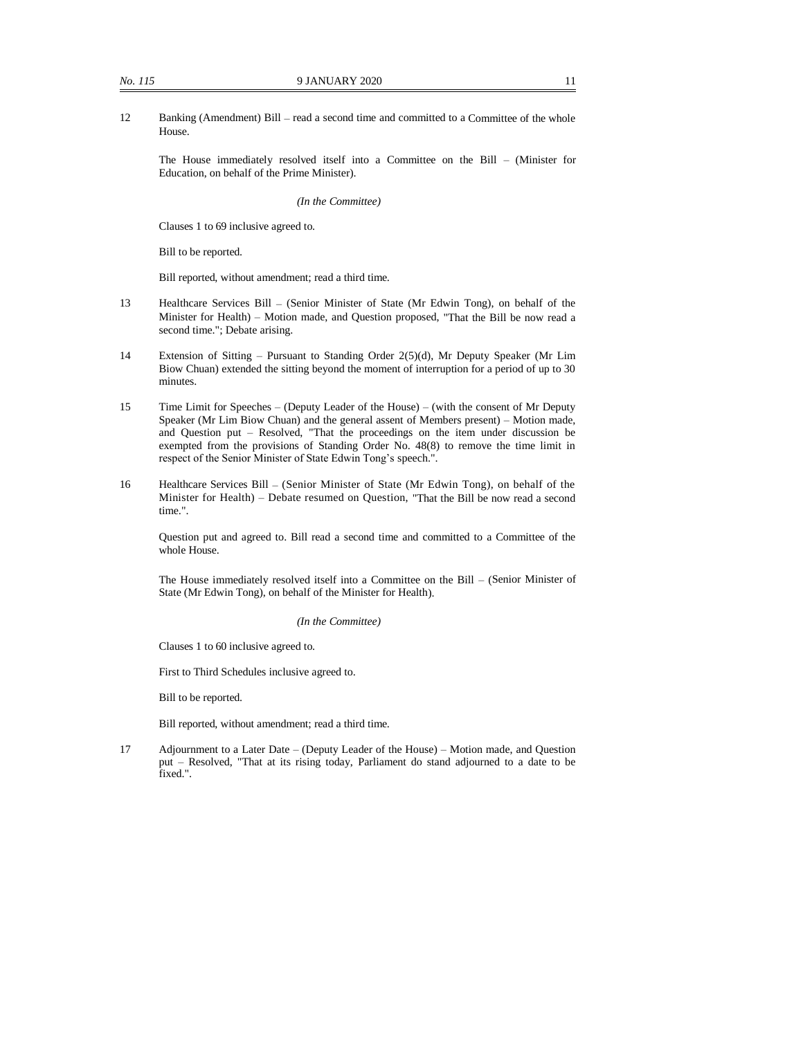12 Banking (Amendment) Bill – read a second time and committed to a Committee of the whole House.

The House immediately resolved itself into a Committee on the Bill – (Minister for Education, on behalf of the Prime Minister).

*(In the Committee)*

Clauses 1 to 69 inclusive agreed to.

Bill to be reported.

Bill reported, without amendment; read a third time.

13 Healthcare Services Bill – (Senior Minister of State (Mr Edwin Tong), on behalf of the Minister for Health) – Motion made, and Question proposed, "That the Bill be now read a second time."; Debate arising.

14 Extension of Sitting – Pursuant to Standing Order 2(5)(d), Mr Deputy Speaker (Mr Lim Biow Chuan) extended the sitting beyond the moment of interruption for a period of up to 30 minutes.

15 Time Limit for Speeches – (Deputy Leader of the House) – (with the consent of Mr Deputy Speaker (Mr Lim Biow Chuan) and the general assent of Members present) – Motion made, and Question put – Resolved, "That the proceedings on the item under discussion be exempted from the provisions of Standing Order No. 48(8) to remove the time limit in respect of the Senior Minister of State Edwin Tong's speech.".

16 Healthcare Services Bill – (Senior Minister of State (Mr Edwin Tong), on behalf of the Minister for Health) – Debate resumed on Question, "That the Bill be now read a second time.".

Question put and agreed to. Bill read a second time and committed to a Committee of the whole House.

The House immediately resolved itself into a Committee on the Bill – (Senior Minister of State (Mr Edwin Tong), on behalf of the Minister for Health).

*(In the Committee)*

Clauses 1 to 60 inclusive agreed to.

First to Third Schedules inclusive agreed to.

Bill to be reported.

Bill reported, without amendment; read a third time.

17 Adjournment to a Later Date – (Deputy Leader of the House) – Motion made, and Question put – Resolved, "That at its rising today, Parliament do stand adjourned to a date to be fixed.".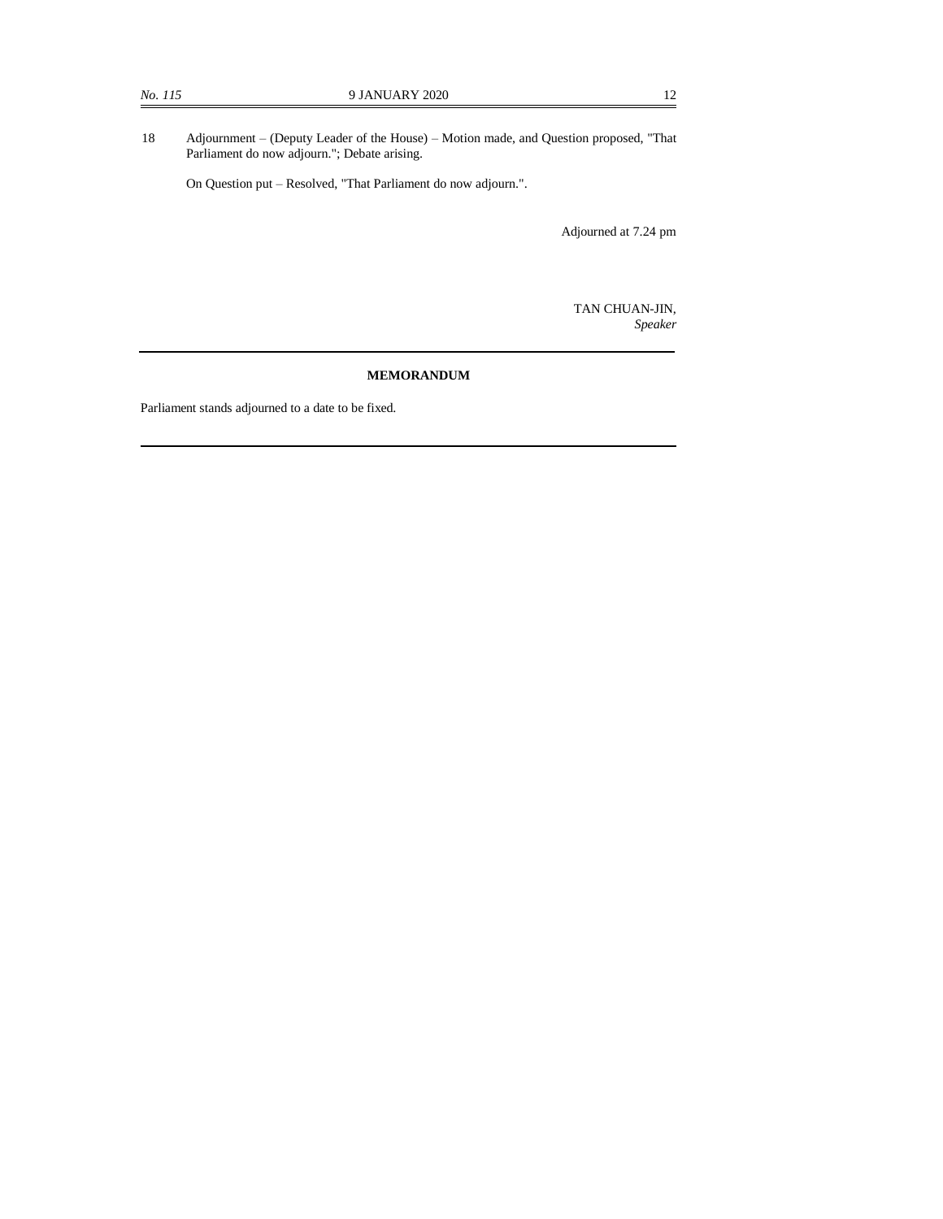18 Adjournment – (Deputy Leader of the House) – Motion made, and Question proposed, "That Parliament do now adjourn."; Debate arising.

On Question put – Resolved, "That Parliament do now adjourn.".

Adjourned at 7.24 pm

TAN CHUAN-JIN,
*Speaker*

---

**MEMORANDUM**

Parliament stands adjourned to a date to be fixed.

---